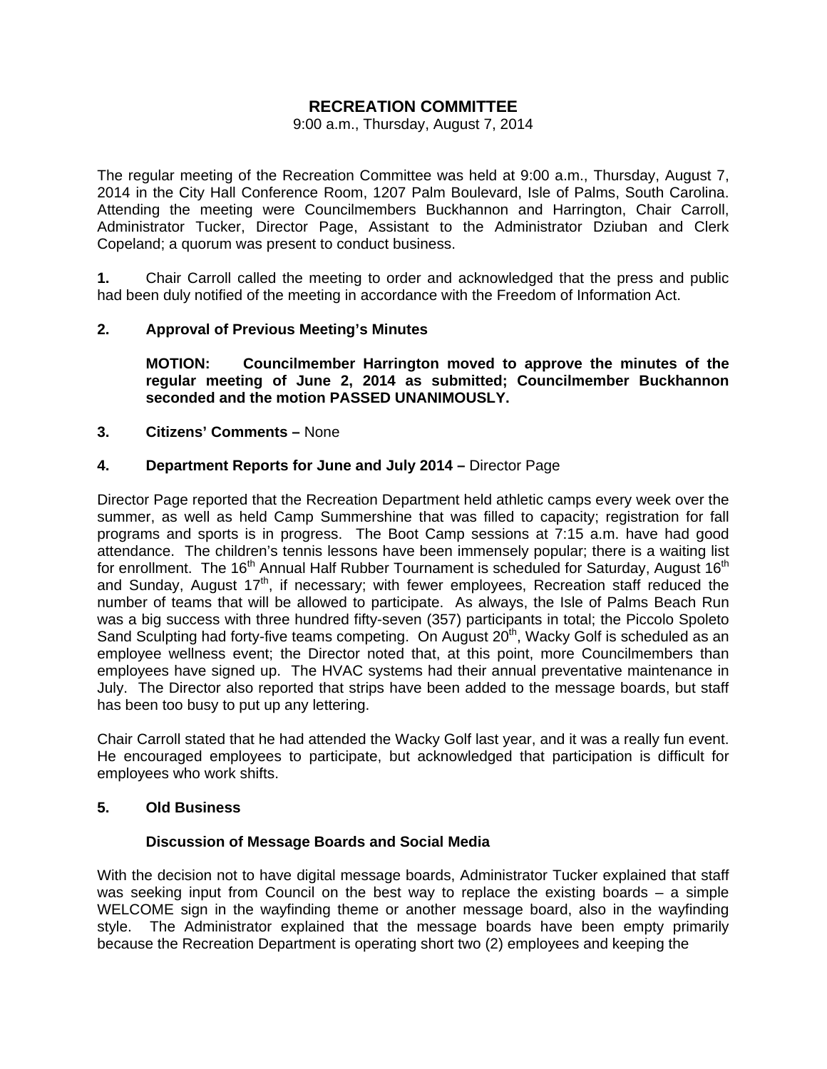# RECREATION COMMITTEE

9:00 a.m., Thursday, August 7, 2014

The regular meeting of the Recreation Committee was held at 9:00 a.m., Thursday, August 7, 2014 in the City Hall Conference Room, 1207 Palm Boulevard, Isle of Palms, South Carolina. Attending the meeting were Councilmembers Buckhannon and Harrington, Chair Carroll, Administrator Tucker, Director Page, Assistant to the Administrator Dziuban and Clerk Copeland; a quorum was present to conduct business.

**1.** Chair Carroll called the meeting to order and acknowledged that the press and public had been duly notified of the meeting in accordance with the Freedom of Information Act.

**2. Approval of Previous Meeting's Minutes**

**MOTION: Councilmember Harrington moved to approve the minutes of the regular meeting of June 2, 2014 as submitted; Councilmember Buckhannon seconded and the motion PASSED UNANIMOUSLY.**

**3. Citizens' Comments –** None

**4. Department Reports for June and July 2014 –** Director Page

Director Page reported that the Recreation Department held athletic camps every week over the summer, as well as held Camp Summershine that was filled to capacity; registration for fall programs and sports is in progress. The Boot Camp sessions at 7:15 a.m. have had good attendance. The children's tennis lessons have been immensely popular; there is a waiting list for enrollment. The 16th Annual Half Rubber Tournament is scheduled for Saturday, August 16th and Sunday, August 17th, if necessary; with fewer employees, Recreation staff reduced the number of teams that will be allowed to participate. As always, the Isle of Palms Beach Run was a big success with three hundred fifty-seven (357) participants in total; the Piccolo Spoleto Sand Sculpting had forty-five teams competing. On August 20th, Wacky Golf is scheduled as an employee wellness event; the Director noted that, at this point, more Councilmembers than employees have signed up. The HVAC systems had their annual preventative maintenance in July. The Director also reported that strips have been added to the message boards, but staff has been too busy to put up any lettering.

Chair Carroll stated that he had attended the Wacky Golf last year, and it was a really fun event. He encouraged employees to participate, but acknowledged that participation is difficult for employees who work shifts.

**5. Old Business**

**Discussion of Message Boards and Social Media**

With the decision not to have digital message boards, Administrator Tucker explained that staff was seeking input from Council on the best way to replace the existing boards – a simple WELCOME sign in the wayfinding theme or another message board, also in the wayfinding style. The Administrator explained that the message boards have been empty primarily because the Recreation Department is operating short two (2) employees and keeping the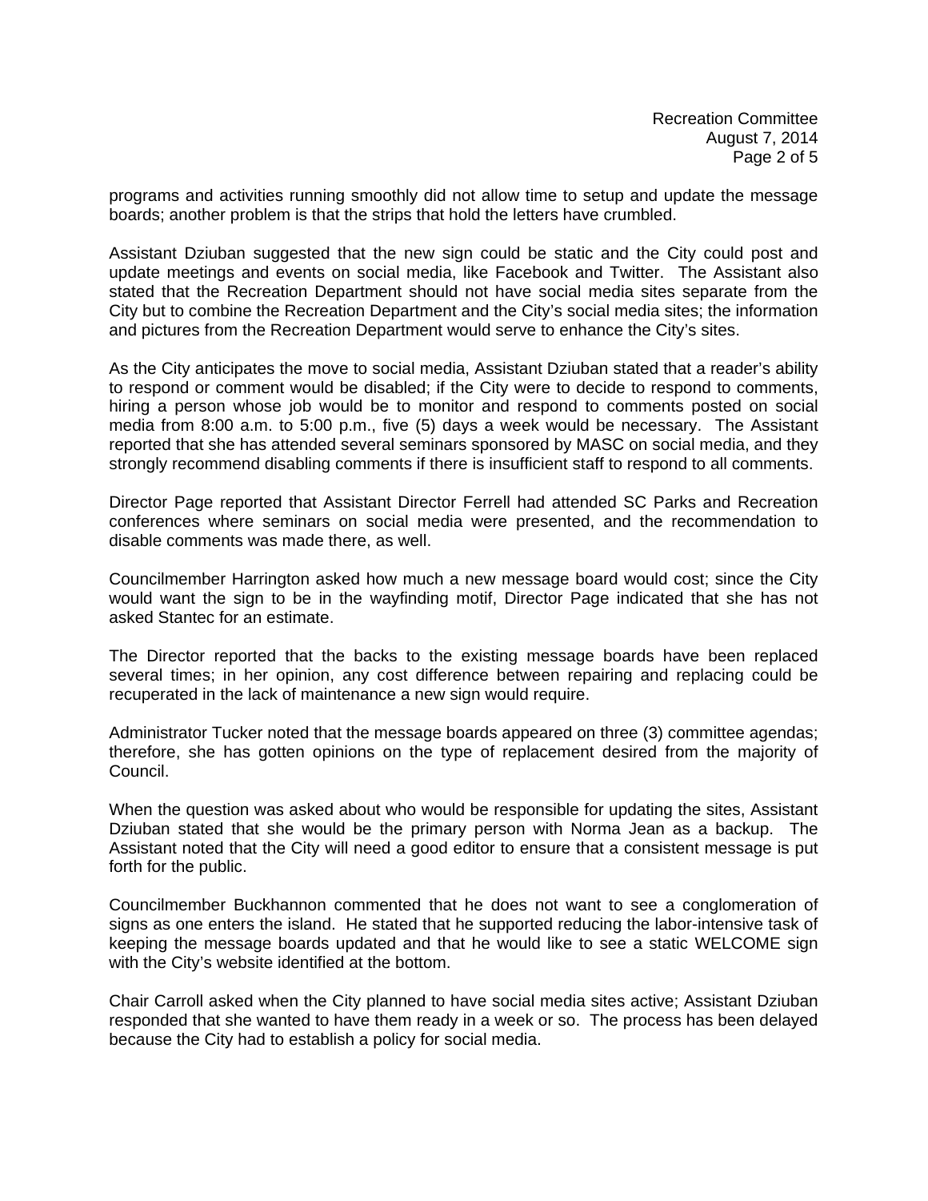programs and activities running smoothly did not allow time to setup and update the message boards; another problem is that the strips that hold the letters have crumbled.

Assistant Dziuban suggested that the new sign could be static and the City could post and update meetings and events on social media, like Facebook and Twitter. The Assistant also stated that the Recreation Department should not have social media sites separate from the City but to combine the Recreation Department and the City's social media sites; the information and pictures from the Recreation Department would serve to enhance the City's sites.

As the City anticipates the move to social media, Assistant Dziuban stated that a reader's ability to respond or comment would be disabled; if the City were to decide to respond to comments, hiring a person whose job would be to monitor and respond to comments posted on social media from 8:00 a.m. to 5:00 p.m., five (5) days a week would be necessary. The Assistant reported that she has attended several seminars sponsored by MASC on social media, and they strongly recommend disabling comments if there is insufficient staff to respond to all comments.

Director Page reported that Assistant Director Ferrell had attended SC Parks and Recreation conferences where seminars on social media were presented, and the recommendation to disable comments was made there, as well.

Councilmember Harrington asked how much a new message board would cost; since the City would want the sign to be in the wayfinding motif, Director Page indicated that she has not asked Stantec for an estimate.

The Director reported that the backs to the existing message boards have been replaced several times; in her opinion, any cost difference between repairing and replacing could be recuperated in the lack of maintenance a new sign would require.

Administrator Tucker noted that the message boards appeared on three (3) committee agendas; therefore, she has gotten opinions on the type of replacement desired from the majority of Council.

When the question was asked about who would be responsible for updating the sites, Assistant Dziuban stated that she would be the primary person with Norma Jean as a backup. The Assistant noted that the City will need a good editor to ensure that a consistent message is put forth for the public.

Councilmember Buckhannon commented that he does not want to see a conglomeration of signs as one enters the island. He stated that he supported reducing the labor-intensive task of keeping the message boards updated and that he would like to see a static WELCOME sign with the City's website identified at the bottom.

Chair Carroll asked when the City planned to have social media sites active; Assistant Dziuban responded that she wanted to have them ready in a week or so. The process has been delayed because the City had to establish a policy for social media.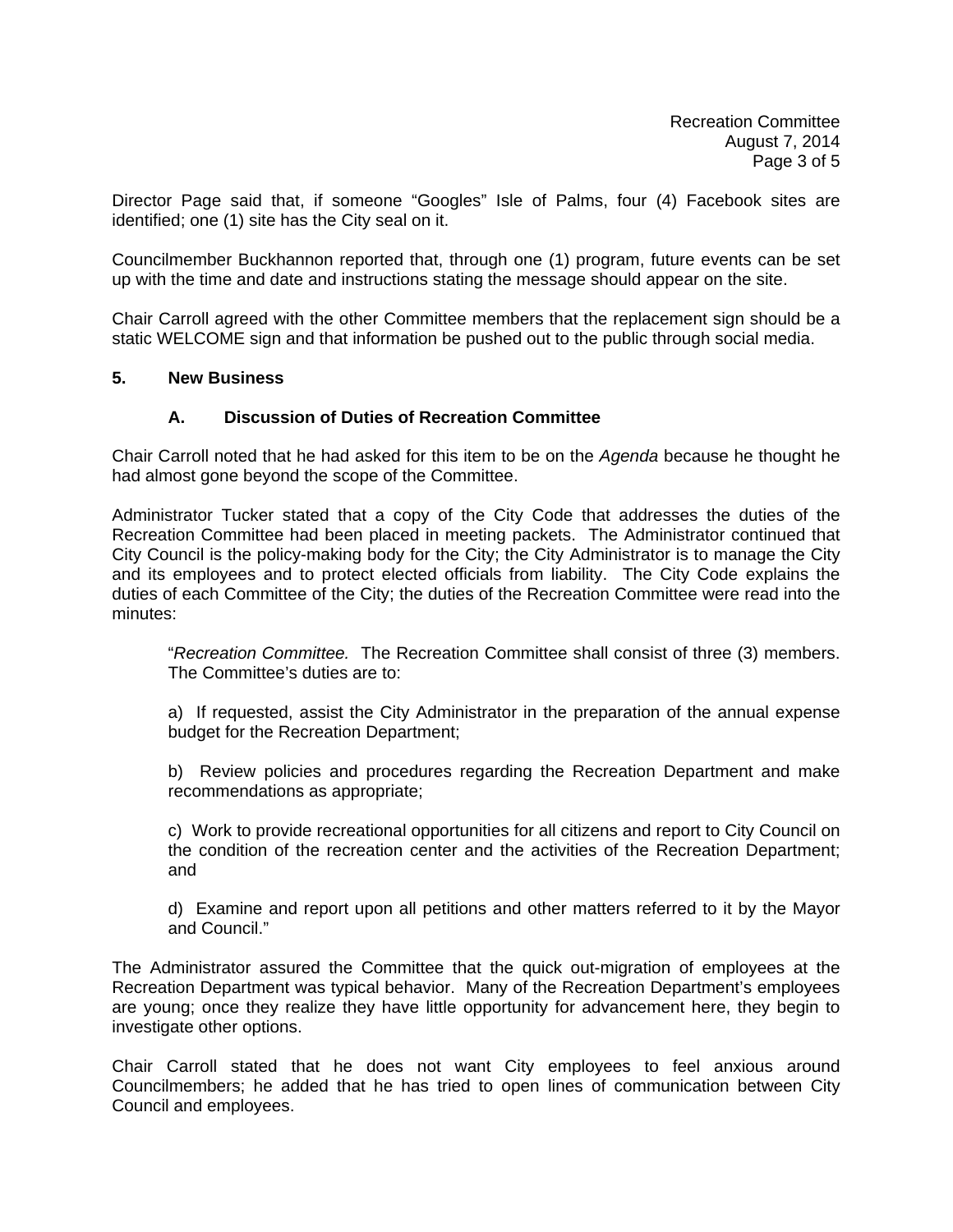Director Page said that, if someone "Googles" Isle of Palms, four (4) Facebook sites are identified; one (1) site has the City seal on it.

Councilmember Buckhannon reported that, through one (1) program, future events can be set up with the time and date and instructions stating the message should appear on the site.

Chair Carroll agreed with the other Committee members that the replacement sign should be a static WELCOME sign and that information be pushed out to the public through social media.

## 5. New Business

### A. Discussion of Duties of Recreation Committee

Chair Carroll noted that he had asked for this item to be on the *Agenda* because he thought he had almost gone beyond the scope of the Committee.

Administrator Tucker stated that a copy of the City Code that addresses the duties of the Recreation Committee had been placed in meeting packets. The Administrator continued that City Council is the policy-making body for the City; the City Administrator is to manage the City and its employees and to protect elected officials from liability. The City Code explains the duties of each Committee of the City; the duties of the Recreation Committee were read into the minutes:

> "*Recreation Committee.* The Recreation Committee shall consist of three (3) members. The Committee's duties are to:
>
> a) If requested, assist the City Administrator in the preparation of the annual expense budget for the Recreation Department;
>
> b) Review policies and procedures regarding the Recreation Department and make recommendations as appropriate;
>
> c) Work to provide recreational opportunities for all citizens and report to City Council on the condition of the recreation center and the activities of the Recreation Department; and
>
> d) Examine and report upon all petitions and other matters referred to it by the Mayor and Council."

The Administrator assured the Committee that the quick out-migration of employees at the Recreation Department was typical behavior. Many of the Recreation Department's employees are young; once they realize they have little opportunity for advancement here, they begin to investigate other options.

Chair Carroll stated that he does not want City employees to feel anxious around Councilmembers; he added that he has tried to open lines of communication between City Council and employees.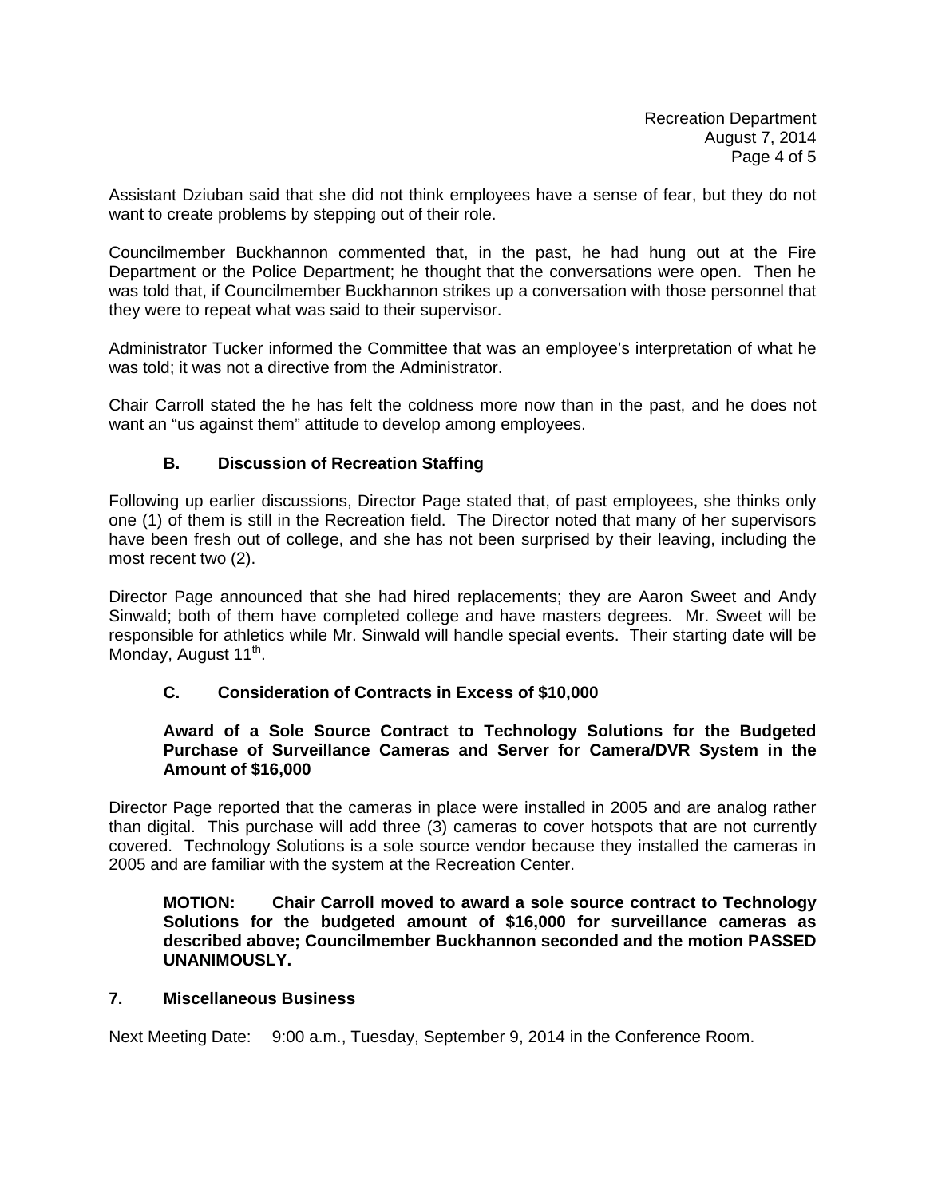Assistant Dziuban said that she did not think employees have a sense of fear, but they do not want to create problems by stepping out of their role.

Councilmember Buckhannon commented that, in the past, he had hung out at the Fire Department or the Police Department; he thought that the conversations were open. Then he was told that, if Councilmember Buckhannon strikes up a conversation with those personnel that they were to repeat what was said to their supervisor.

Administrator Tucker informed the Committee that was an employee's interpretation of what he was told; it was not a directive from the Administrator.

Chair Carroll stated the he has felt the coldness more now than in the past, and he does not want an "us against them" attitude to develop among employees.

### B. Discussion of Recreation Staffing

Following up earlier discussions, Director Page stated that, of past employees, she thinks only one (1) of them is still in the Recreation field. The Director noted that many of her supervisors have been fresh out of college, and she has not been surprised by their leaving, including the most recent two (2).

Director Page announced that she had hired replacements; they are Aaron Sweet and Andy Sinwald; both of them have completed college and have masters degrees. Mr. Sweet will be responsible for athletics while Mr. Sinwald will handle special events. Their starting date will be Monday, August 11th.

### C. Consideration of Contracts in Excess of $10,000

**Award of a Sole Source Contract to Technology Solutions for the Budgeted Purchase of Surveillance Cameras and Server for Camera/DVR System in the Amount of $16,000**

Director Page reported that the cameras in place were installed in 2005 and are analog rather than digital. This purchase will add three (3) cameras to cover hotspots that are not currently covered. Technology Solutions is a sole source vendor because they installed the cameras in 2005 and are familiar with the system at the Recreation Center.

**MOTION: Chair Carroll moved to award a sole source contract to Technology Solutions for the budgeted amount of $16,000 for surveillance cameras as described above; Councilmember Buckhannon seconded and the motion PASSED UNANIMOUSLY.**

## 7. Miscellaneous Business

Next Meeting Date: 9:00 a.m., Tuesday, September 9, 2014 in the Conference Room.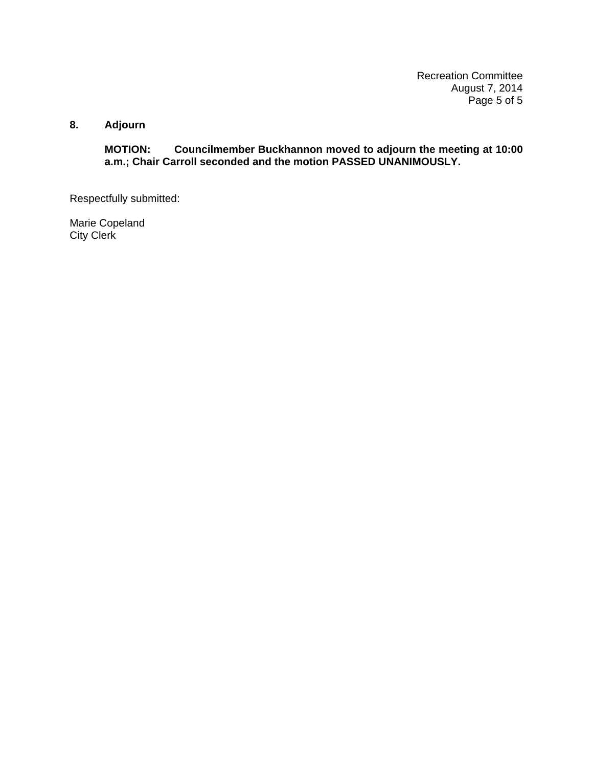**8. Adjourn**

**MOTION: Councilmember Buckhannon moved to adjourn the meeting at 10:00 a.m.; Chair Carroll seconded and the motion PASSED UNANIMOUSLY.**

Respectfully submitted:

Marie Copeland
City Clerk